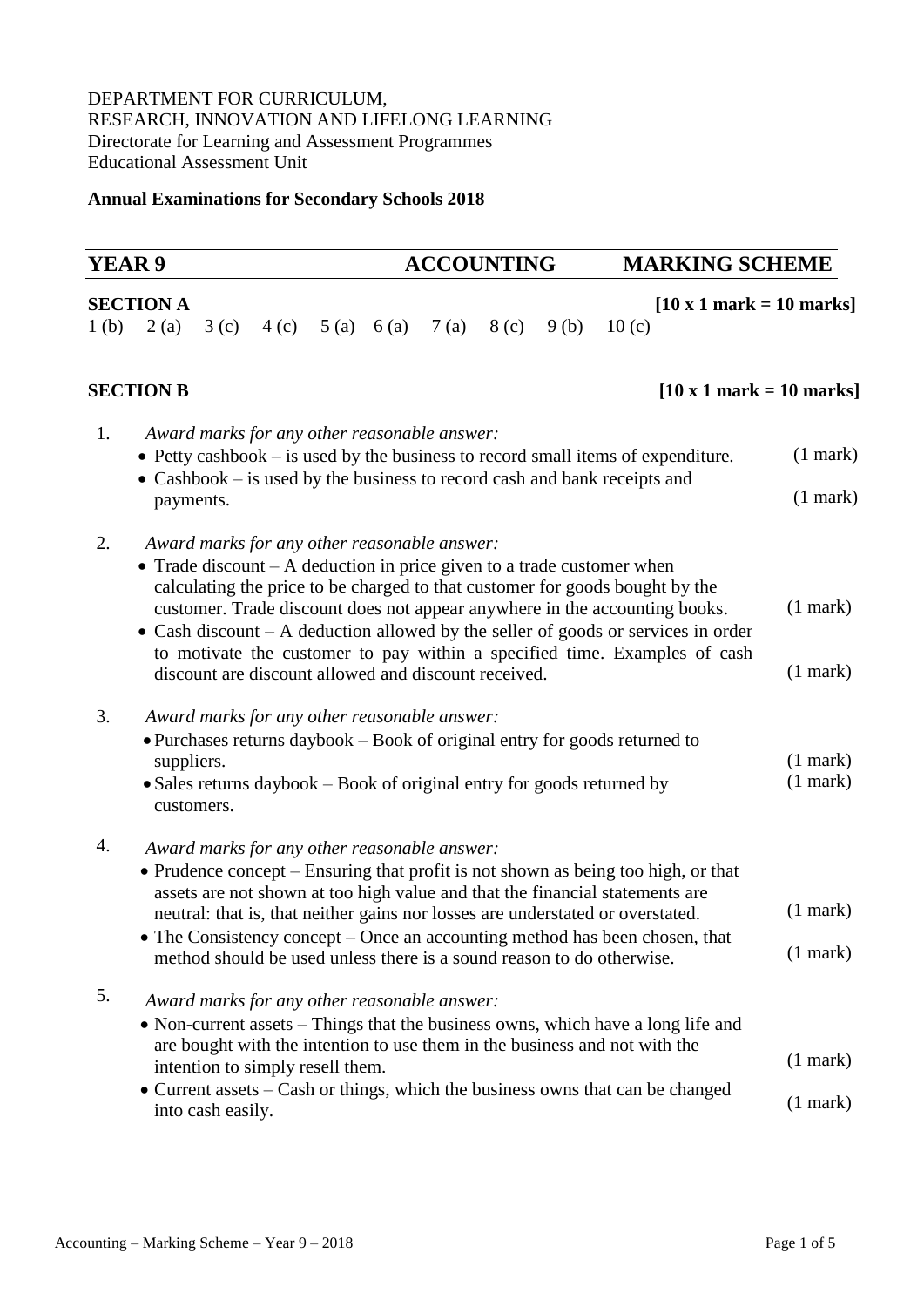DEPARTMENT FOR CURRICULUM,
RESEARCH, INNOVATION AND LIFELONG LEARNING
Directorate for Learning and Assessment Programmes
Educational Assessment Unit

**Annual Examinations for Secondary Schools 2018**

## YEAR 9 ACCOUNTING MARKING SCHEME

**SECTION A** **[10 x 1 mark = 10 marks]**

1 (b) 2 (a) 3 (c) 4 (c) 5 (a) 6 (a) 7 (a) 8 (c) 9 (b) 10 (c)

**SECTION B** **[10 x 1 mark = 10 marks]**

1. *Award marks for any other reasonable answer:*
   - Petty cashbook – is used by the business to record small items of expenditure. (1 mark)
   - Cashbook – is used by the business to record cash and bank receipts and payments. (1 mark)

2. *Award marks for any other reasonable answer:*
   - Trade discount – A deduction in price given to a trade customer when calculating the price to be charged to that customer for goods bought by the customer. Trade discount does not appear anywhere in the accounting books. (1 mark)
   - Cash discount – A deduction allowed by the seller of goods or services in order to motivate the customer to pay within a specified time. Examples of cash discount are discount allowed and discount received. (1 mark)

3. *Award marks for any other reasonable answer:*
   - Purchases returns daybook – Book of original entry for goods returned to suppliers. (1 mark)
   - Sales returns daybook – Book of original entry for goods returned by customers. (1 mark)

4. *Award marks for any other reasonable answer:*
   - Prudence concept – Ensuring that profit is not shown as being too high, or that assets are not shown at too high value and that the financial statements are neutral: that is, that neither gains nor losses are understated or overstated. (1 mark)
   - The Consistency concept – Once an accounting method has been chosen, that method should be used unless there is a sound reason to do otherwise. (1 mark)

5. *Award marks for any other reasonable answer:*
   - Non-current assets – Things that the business owns, which have a long life and are bought with the intention to use them in the business and not with the intention to simply resell them. (1 mark)
   - Current assets – Cash or things, which the business owns that can be changed into cash easily. (1 mark)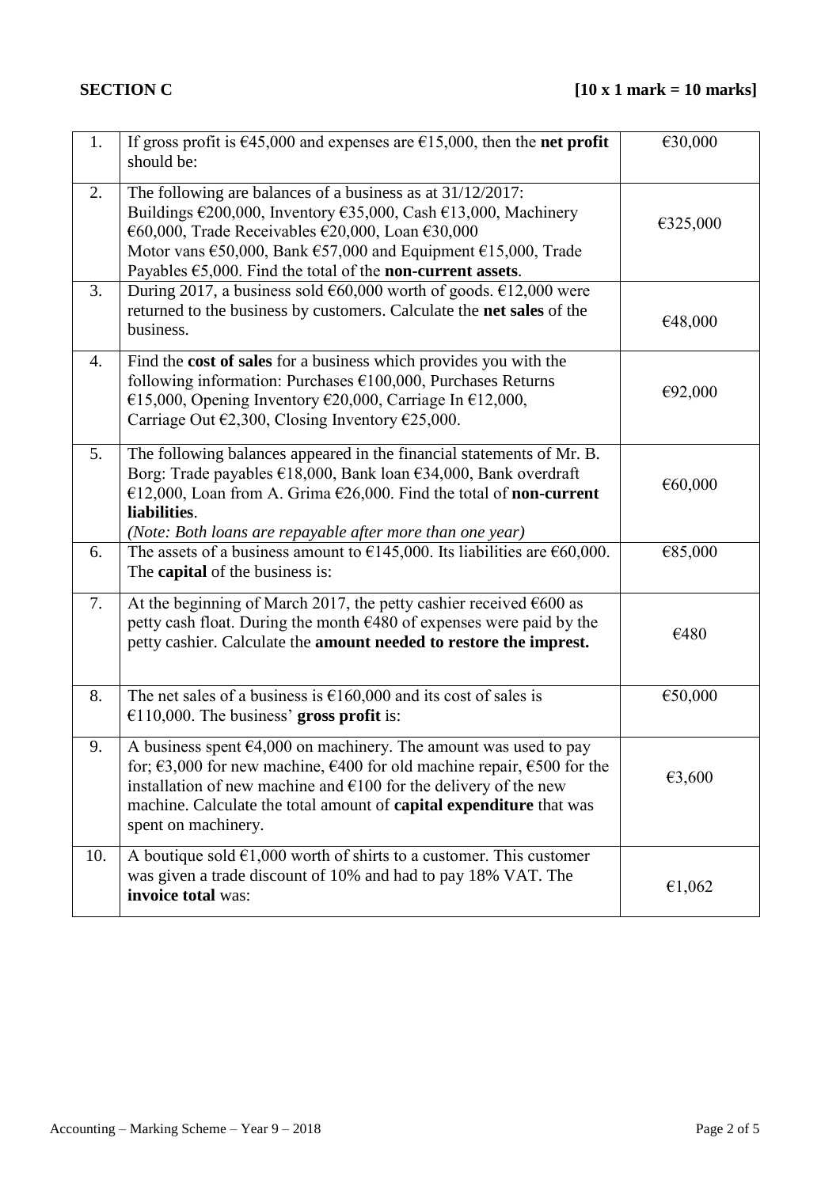**SECTION C** **[10 x 1 mark = 10 marks]**

| | | |
|---|---|---|
| 1. | If gross profit is €45,000 and expenses are €15,000, then the **net profit** should be: | €30,000 |
| 2. | The following are balances of a business as at 31/12/2017: Buildings €200,000, Inventory €35,000, Cash €13,000, Machinery €60,000, Trade Receivables €20,000, Loan €30,000 Motor vans €50,000, Bank €57,000 and Equipment €15,000, Trade Payables €5,000. Find the total of the **non-current assets**. | €325,000 |
| 3. | During 2017, a business sold €60,000 worth of goods. €12,000 were returned to the business by customers. Calculate the **net sales** of the business. | €48,000 |
| 4. | Find the **cost of sales** for a business which provides you with the following information: Purchases €100,000, Purchases Returns €15,000, Opening Inventory €20,000, Carriage In €12,000, Carriage Out €2,300, Closing Inventory €25,000. | €92,000 |
| 5. | The following balances appeared in the financial statements of Mr. B. Borg: Trade payables €18,000, Bank loan €34,000, Bank overdraft €12,000, Loan from A. Grima €26,000. Find the total of **non-current liabilities**. *(Note: Both loans are repayable after more than one year)* | €60,000 |
| 6. | The assets of a business amount to €145,000. Its liabilities are €60,000. The **capital** of the business is: | €85,000 |
| 7. | At the beginning of March 2017, the petty cashier received €600 as petty cash float. During the month €480 of expenses were paid by the petty cashier. Calculate the **amount needed to restore the imprest.** | €480 |
| 8. | The net sales of a business is €160,000 and its cost of sales is €110,000. The business' **gross profit** is: | €50,000 |
| 9. | A business spent €4,000 on machinery. The amount was used to pay for; €3,000 for new machine, €400 for old machine repair, €500 for the installation of new machine and €100 for the delivery of the new machine. Calculate the total amount of **capital expenditure** that was spent on machinery. | €3,600 |
| 10. | A boutique sold €1,000 worth of shirts to a customer. This customer was given a trade discount of 10% and had to pay 18% VAT. The **invoice total** was: | €1,062 |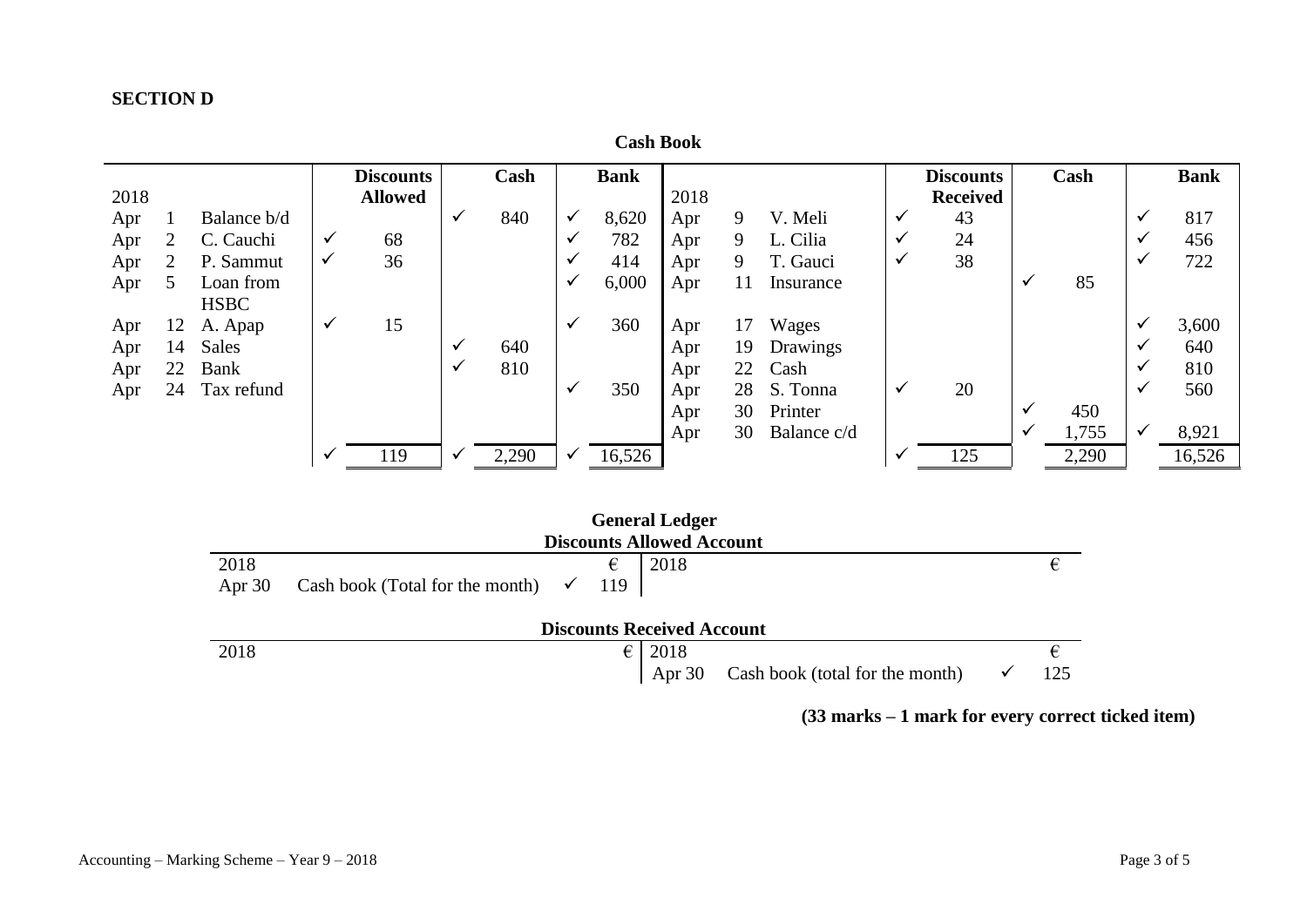## SECTION D

**Cash Book**

| 2018 | | | | Discounts Allowed | | Cash | | Bank | 2018 | | | | Discounts Received | | Cash | | Bank |
|---|---|---|---|---|---|---|---|---|---|---|---|---|---|---|---|---|---|
| Apr | 1 | Balance b/d | | | ✓ | 840 | ✓ | 8,620 | Apr | 9 | V. Meli | ✓ | 43 | | | ✓ | 817 |
| Apr | 2 | C. Cauchi | ✓ | 68 | | | ✓ | 782 | Apr | 9 | L. Cilia | ✓ | 24 | | | ✓ | 456 |
| Apr | 2 | P. Sammut | ✓ | 36 | | | ✓ | 414 | Apr | 9 | T. Gauci | ✓ | 38 | | | ✓ | 722 |
| Apr | 5 | Loan from HSBC | | | | | ✓ | 6,000 | Apr | 11 | Insurance | | | ✓ | 85 | | |
| Apr | 12 | A. Apap | ✓ | 15 | | | ✓ | 360 | Apr | 17 | Wages | | | | | ✓ | 3,600 |
| Apr | 14 | Sales | | | ✓ | 640 | | | Apr | 19 | Drawings | | | | | ✓ | 640 |
| Apr | 22 | Bank | | | ✓ | 810 | | | Apr | 22 | Cash | | | | | ✓ | 810 |
| Apr | 24 | Tax refund | | | | | ✓ | 350 | Apr | 28 | S. Tonna | ✓ | 20 | | | ✓ | 560 |
| | | | | | | | | | Apr | 30 | Printer | | | ✓ | 450 | | |
| | | | | | | | | | Apr | 30 | Balance c/d | | | ✓ | 1,755 | ✓ | 8,921 |
| | | | ✓ | 119 | ✓ | 2,290 | ✓ | 16,526 | | | | ✓ | 125 | | 2,290 | | 16,526 |

**General Ledger**

**Discounts Allowed Account**

| 2018 | | | € | 2018 | | | € |
|---|---|---|---|---|---|---|---|
| Apr 30 | Cash book (Total for the month) | ✓ | 119 | | | | |

**Discounts Received Account**

| 2018 | | | € | 2018 | | | € |
|---|---|---|---|---|---|---|---|
| | | | | Apr 30 | Cash book (total for the month) | ✓ | 125 |

**(33 marks – 1 mark for every correct ticked item)**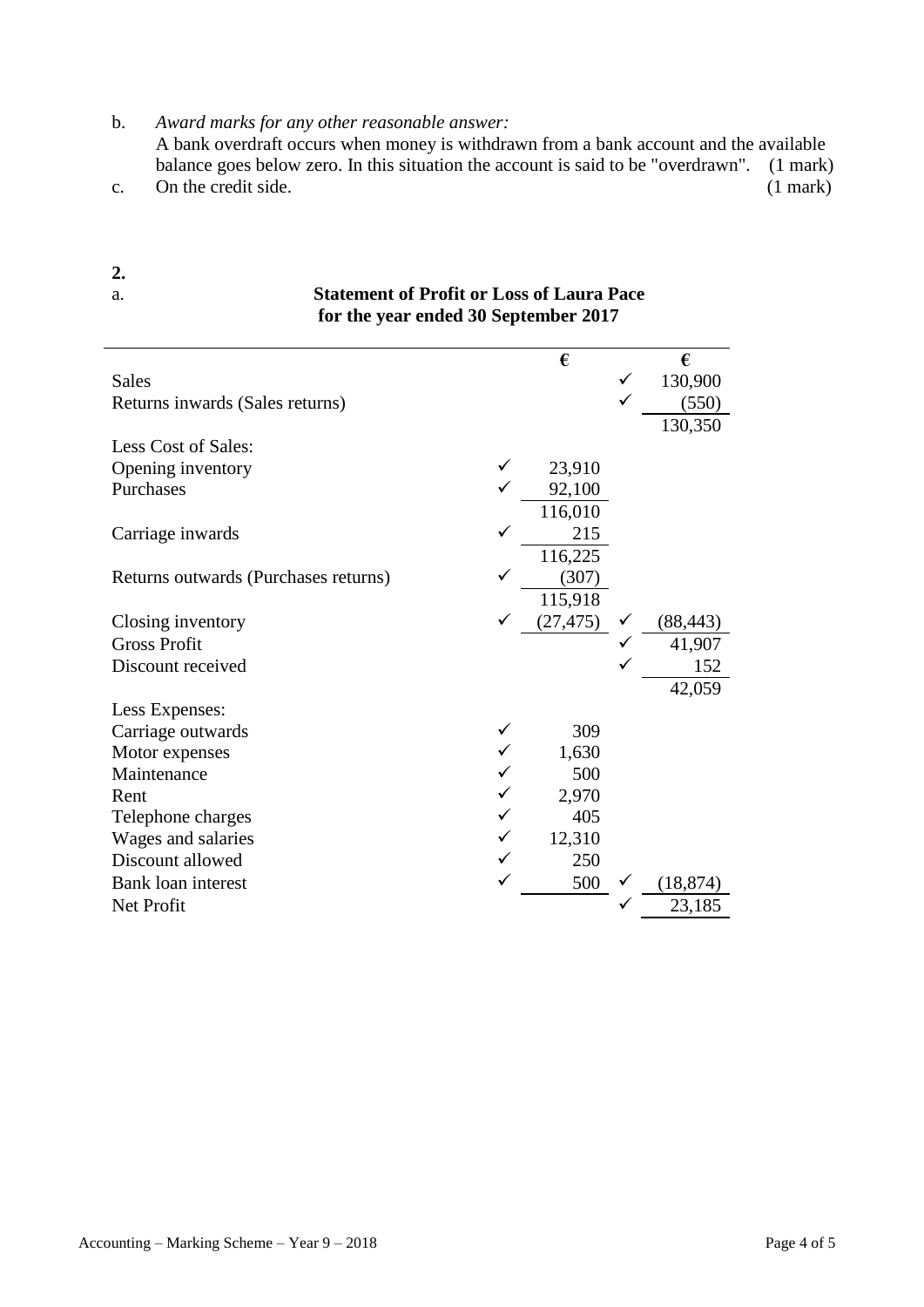b. *Award marks for any other reasonable answer:*
A bank overdraft occurs when money is withdrawn from a bank account and the available balance goes below zero. In this situation the account is said to be "overdrawn". (1 mark)

c. On the credit side. (1 mark)

**2.**

a.

**Statement of Profit or Loss of Laura Pace for the year ended 30 September 2017**

| | | € | | € |
|---|---|---|---|---|
| Sales | | | ✓ | 130,900 |
| Returns inwards (Sales returns) | | | ✓ | (550) |
| | | | | 130,350 |
| Less Cost of Sales: | | | | |
| Opening inventory | ✓ | 23,910 | | |
| Purchases | ✓ | 92,100 | | |
| | | 116,010 | | |
| Carriage inwards | ✓ | 215 | | |
| | | 116,225 | | |
| Returns outwards (Purchases returns) | ✓ | (307) | | |
| | | 115,918 | | |
| Closing inventory | ✓ | (27,475) | ✓ | (88,443) |
| Gross Profit | | | ✓ | 41,907 |
| Discount received | | | ✓ | 152 |
| | | | | 42,059 |
| Less Expenses: | | | | |
| Carriage outwards | ✓ | 309 | | |
| Motor expenses | ✓ | 1,630 | | |
| Maintenance | ✓ | 500 | | |
| Rent | ✓ | 2,970 | | |
| Telephone charges | ✓ | 405 | | |
| Wages and salaries | ✓ | 12,310 | | |
| Discount allowed | ✓ | 250 | | |
| Bank loan interest | ✓ | 500 | ✓ | (18,874) |
| Net Profit | | | ✓ | 23,185 |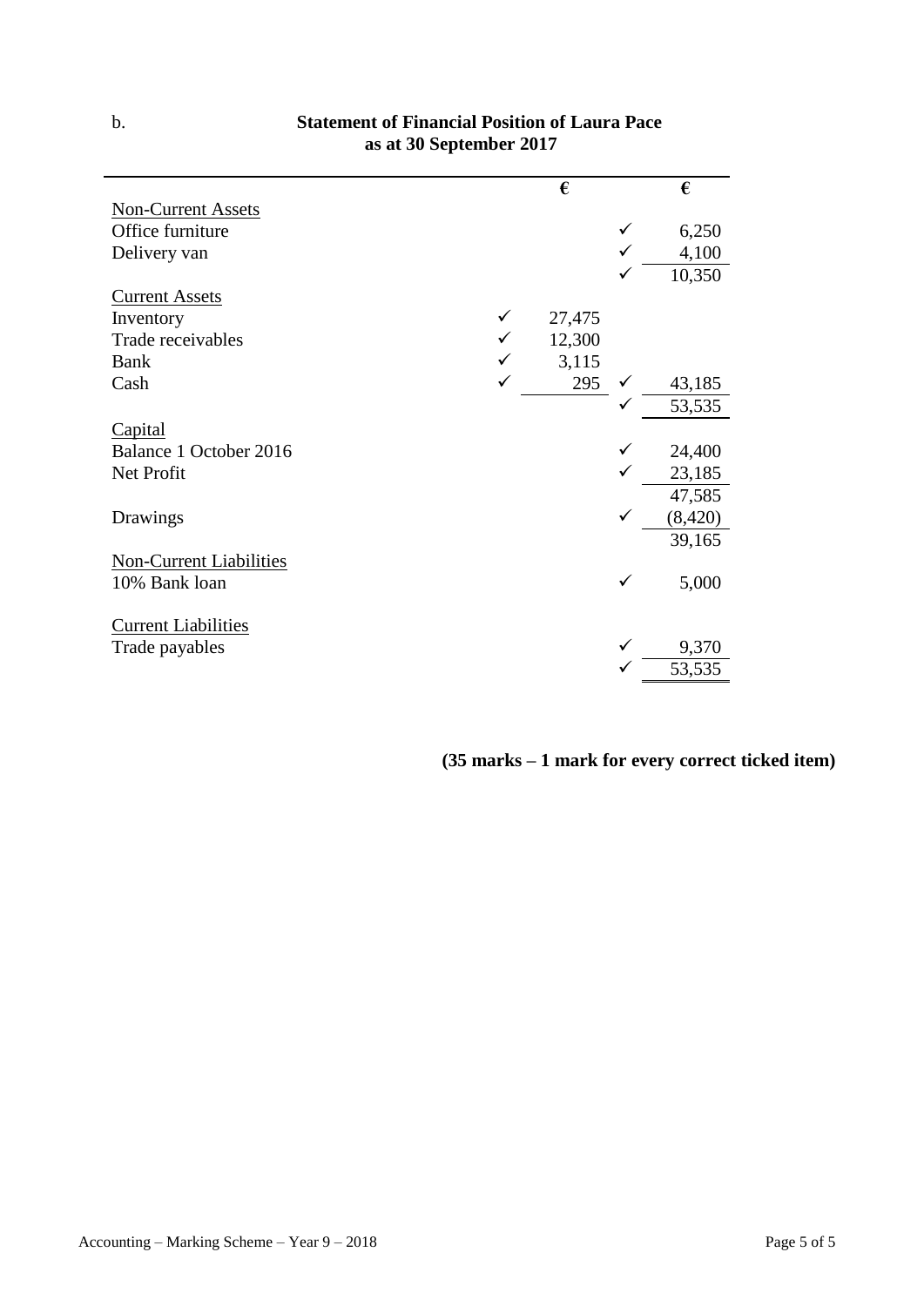b. **Statement of Financial Position of Laura Pace**
**as at 30 September 2017**

| | | € | | € |
|---|---|---|---|---|
| Non-Current Assets | | | | |
| Office furniture | | | ✓ | 6,250 |
| Delivery van | | | ✓ | 4,100 |
| | | | ✓ | 10,350 |
| Current Assets | | | | |
| Inventory | ✓ | 27,475 | | |
| Trade receivables | ✓ | 12,300 | | |
| Bank | ✓ | 3,115 | | |
| Cash | ✓ | 295 | ✓ | 43,185 |
| | | | ✓ | 53,535 |
| Capital | | | | |
| Balance 1 October 2016 | | | ✓ | 24,400 |
| Net Profit | | | ✓ | 23,185 |
| | | | | 47,585 |
| Drawings | | | ✓ | (8,420) |
| | | | | 39,165 |
| Non-Current Liabilities | | | | |
| 10% Bank loan | | | ✓ | 5,000 |
| Current Liabilities | | | | |
| Trade payables | | | ✓ | 9,370 |
| | | | ✓ | 53,535 |

**(35 marks – 1 mark for every correct ticked item)**